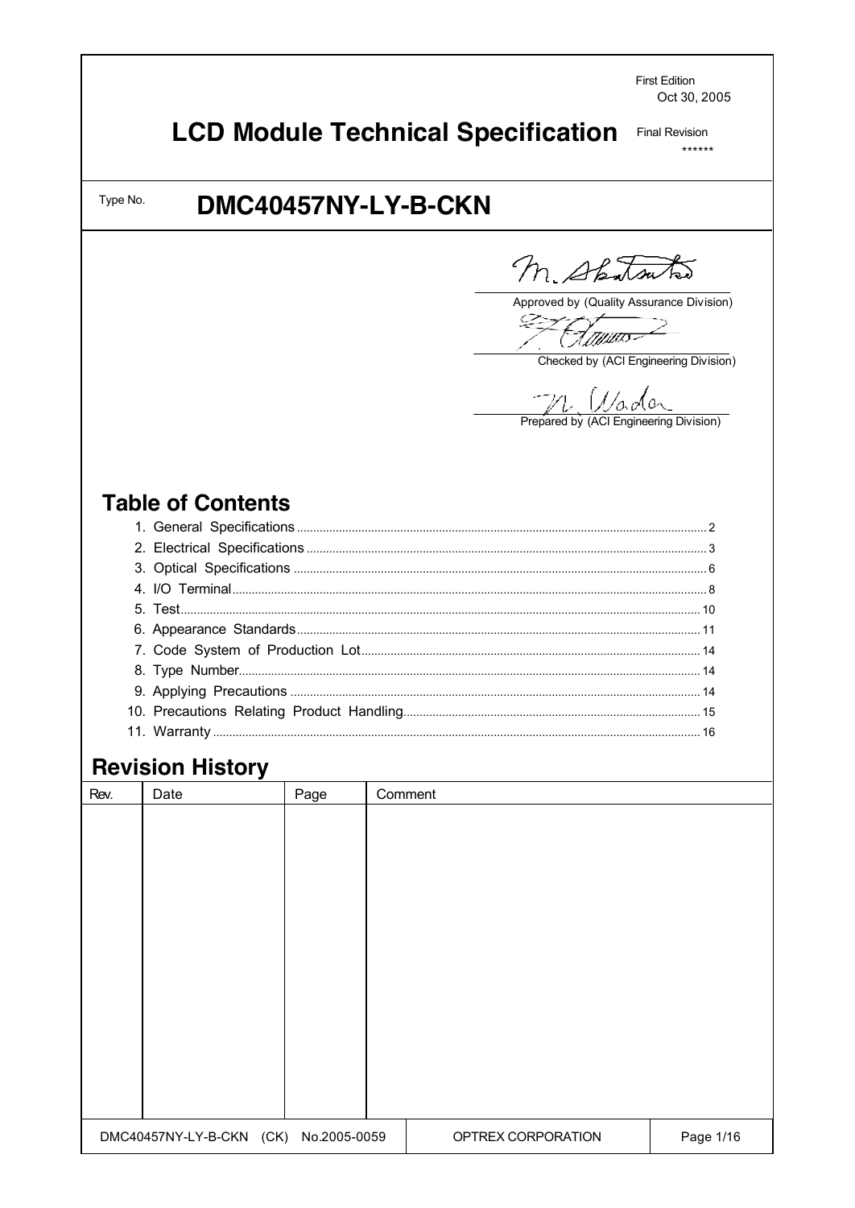First Edition
Oct 30, 2005

# LCD Module Technical Specification

Final Revision
******

Type No. **DMC40457NY-LY-B-CKN**

Approved by (Quality Assurance Division)

Checked by (ACI Engineering Division)

Prepared by (ACI Engineering Division)

## Table of Contents

1. General Specifications .......... 2
2. Electrical Specifications .......... 3
3. Optical Specifications .......... 6
4. I/O Terminal .......... 8
5. Test .......... 10
6. Appearance Standards .......... 11
7. Code System of Production Lot .......... 14
8. Type Number .......... 14
9. Applying Precautions .......... 14
10. Precautions Relating Product Handling .......... 15
11. Warranty .......... 16

## Revision History

| Rev. | Date | Page | Comment |
| --- | --- | --- | --- |
| | | | |

DMC40457NY-LY-B-CKN (CK) No.2005-0059 OPTREX CORPORATION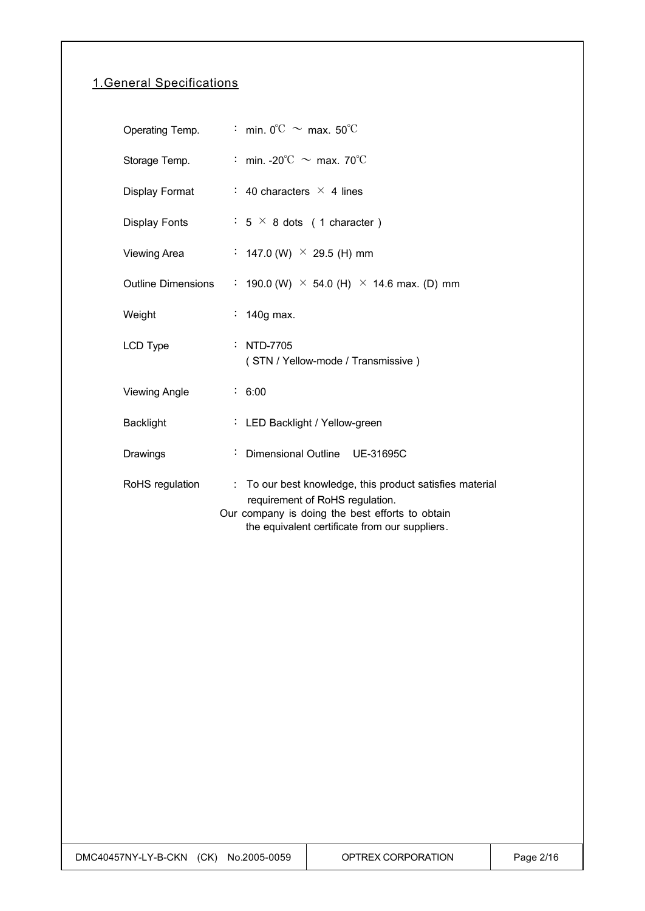## 1.General Specifications

| | |
|---|---|
| Operating Temp. | : min. 0℃ ～ max. 50℃ |
| Storage Temp. | : min. -20℃ ～ max. 70℃ |
| Display Format | : 40 characters × 4 lines |
| Display Fonts | : 5 × 8 dots ( 1 character ) |
| Viewing Area | : 147.0 (W) × 29.5 (H) mm |
| Outline Dimensions | : 190.0 (W) × 54.0 (H) × 14.6 max. (D) mm |
| Weight | : 140g max. |
| LCD Type | : NTD-7705 ( STN / Yellow-mode / Transmissive ) |
| Viewing Angle | : 6:00 |
| Backlight | : LED Backlight / Yellow-green |
| Drawings | : Dimensional Outline UE-31695C |
| RoHS regulation | : To our best knowledge, this product satisfies material requirement of RoHS regulation. Our company is doing the best efforts to obtain the equivalent certificate from our suppliers. |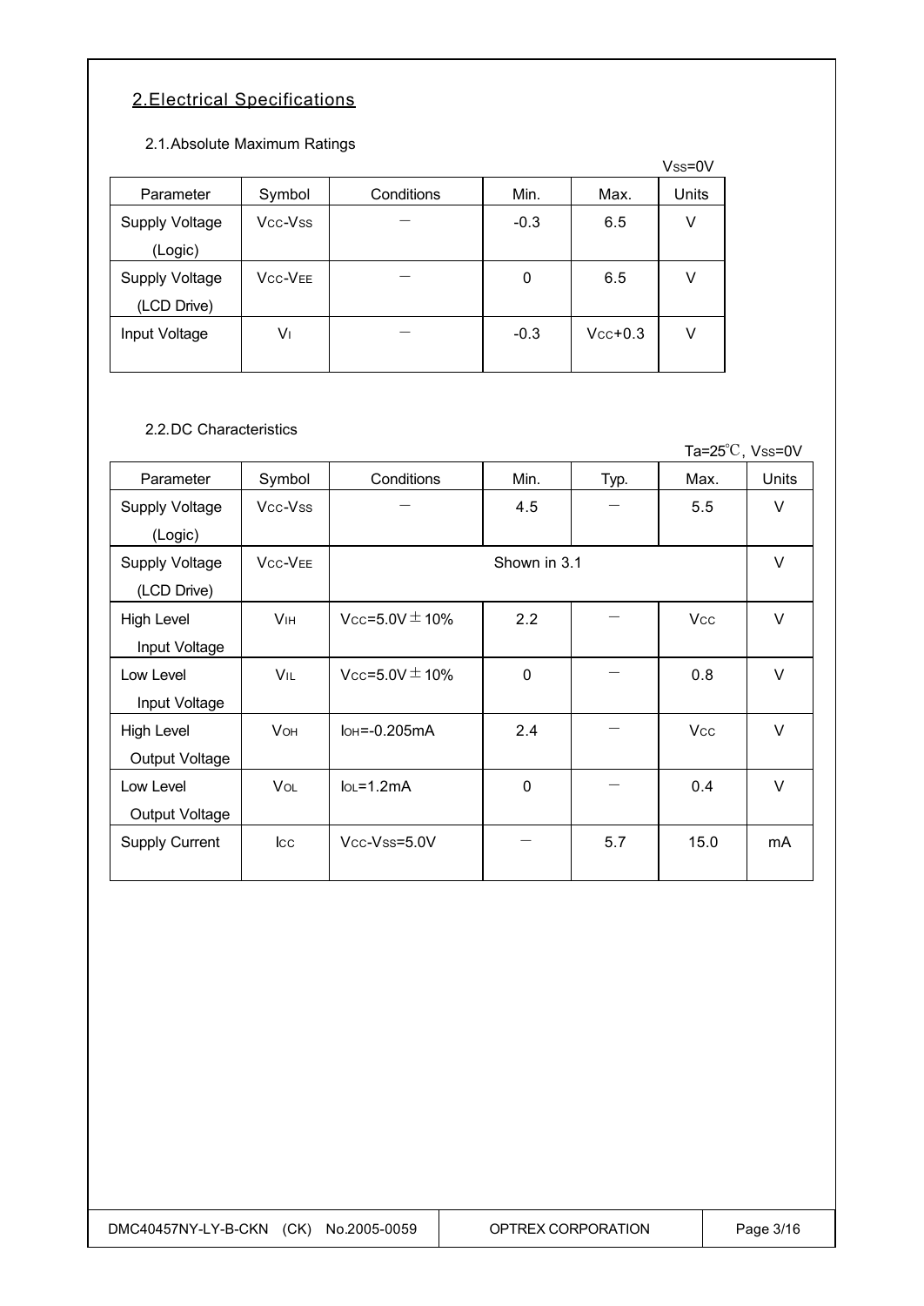## 2.Electrical Specifications

### 2.1.Absolute Maximum Ratings

$V_{SS}$=0V

| Parameter | Symbol | Conditions | Min. | Max. | Units |
|---|---|---|---|---|---|
| Supply Voltage (Logic) | $V_{CC}$-$V_{SS}$ | — | -0.3 | 6.5 | V |
| Supply Voltage (LCD Drive) | $V_{CC}$-$V_{EE}$ | — | 0 | 6.5 | V |
| Input Voltage | $V_I$ | — | -0.3 | $V_{CC}$+0.3 | V |

### 2.2.DC Characteristics

Ta=25℃, $V_{SS}$=0V

| Parameter | Symbol | Conditions | Min. | Typ. | Max. | Units |
|---|---|---|---|---|---|---|
| Supply Voltage (Logic) | $V_{CC}$-$V_{SS}$ | — | 4.5 | — | 5.5 | V |
| Supply Voltage (LCD Drive) | $V_{CC}$-$V_{EE}$ | Shown in 3.1 | | | | V |
| High Level Input Voltage | $V_{IH}$ | $V_{CC}$=5.0V±10% | 2.2 | — | $V_{CC}$ | V |
| Low Level Input Voltage | $V_{IL}$ | $V_{CC}$=5.0V±10% | 0 | — | 0.8 | V |
| High Level Output Voltage | $V_{OH}$ | $I_{OH}$=-0.205mA | 2.4 | — | $V_{CC}$ | V |
| Low Level Output Voltage | $V_{OL}$ | $I_{OL}$=1.2mA | 0 | — | 0.4 | V |
| Supply Current | $I_{CC}$ | $V_{CC}$-$V_{SS}$=5.0V | — | 5.7 | 15.0 | mA |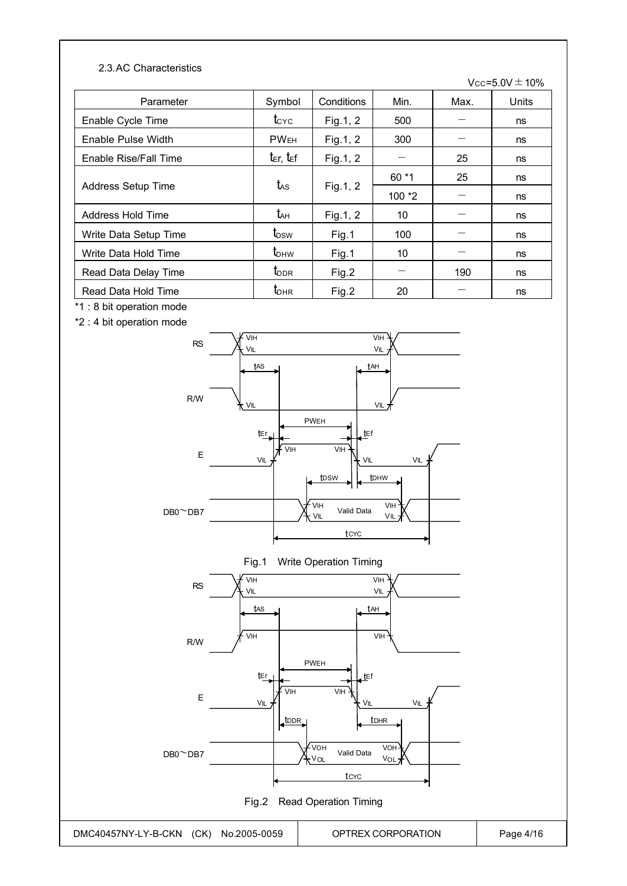### 2.3.AC Characteristics

$V_{CC}$=5.0V ± 10%

| Parameter | Symbol | Conditions | Min. | Max. | Units |
|---|---|---|---|---|---|
| Enable Cycle Time | $t_{CYC}$ | Fig.1, 2 | 500 | － | ns |
| Enable Pulse Width | $PW_{EH}$ | Fig.1, 2 | 300 | － | ns |
| Enable Rise/Fall Time | $t_{Er}$, $t_{Ef}$ | Fig.1, 2 | － | 25 | ns |
| Address Setup Time | $t_{AS}$ | Fig.1, 2 | 60 *1 | 25 | ns |
| | | | 100 *2 | － | ns |
| Address Hold Time | $t_{AH}$ | Fig.1, 2 | 10 | － | ns |
| Write Data Setup Time | $t_{DSW}$ | Fig.1 | 100 | － | ns |
| Write Data Hold Time | $t_{DHW}$ | Fig.1 | 10 | － | ns |
| Read Data Delay Time | $t_{DDR}$ | Fig.2 | － | 190 | ns |
| Read Data Hold Time | $t_{DHR}$ | Fig.2 | 20 | － | ns |

*1 : 8 bit operation mode

*2 : 4 bit operation mode

Fig.1 Write Operation Timing

Fig.2 Read Operation Timing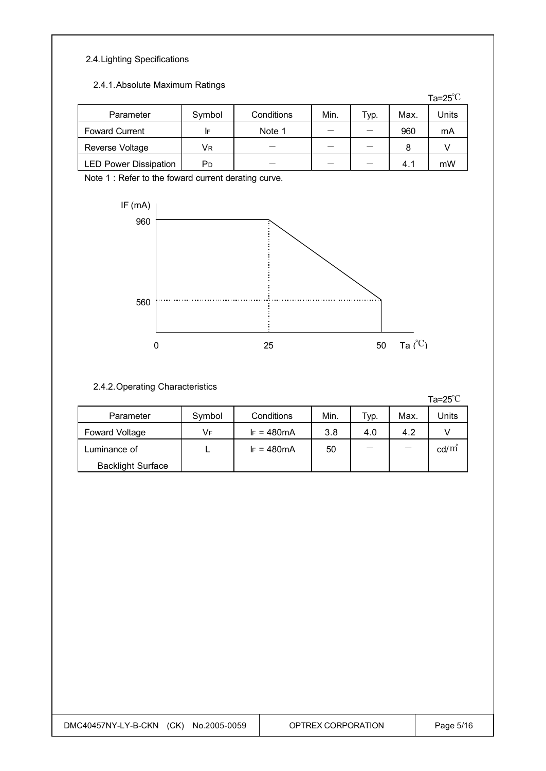## 2.4. Lighting Specifications

### 2.4.1. Absolute Maximum Ratings

Ta=25℃

| Parameter | Symbol | Conditions | Min. | Typ. | Max. | Units |
|---|---|---|---|---|---|---|
| Foward Current | $I_F$ | Note 1 | － | － | 960 | mA |
| Reverse Voltage | $V_R$ | － | － | － | 8 | V |
| LED Power Dissipation | $P_D$ | － | － | － | 4.1 | mW |

Note 1 : Refer to the foward current derating curve.

IF (mA)

960

560

0 25 50 Ta (℃)

### 2.4.2. Operating Characteristics

Ta=25℃

| Parameter | Symbol | Conditions | Min. | Typ. | Max. | Units |
|---|---|---|---|---|---|---|
| Foward Voltage | $V_F$ | $I_F$ = 480mA | 3.8 | 4.0 | 4.2 | V |
| Luminance of Backlight Surface | L | $I_F$ = 480mA | 50 | － | － | cd/m² |

DMC40457NY-LY-B-CKN (CK) No.2005-0059 | OPTREX CORPORATION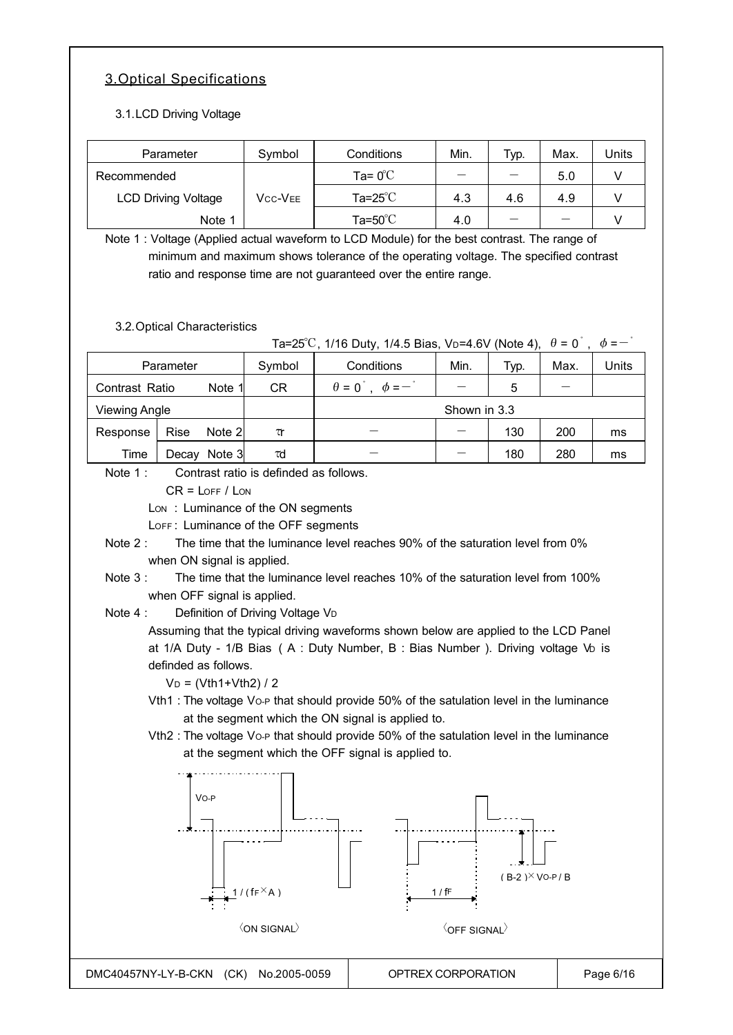## 3. Optical Specifications

### 3.1. LCD Driving Voltage

| Parameter | Symbol | Conditions | Min. | Typ. | Max. | Units |
|---|---|---|---|---|---|---|
| Recommended | | Ta= 0℃ | － | － | 5.0 | V |
| LCD Driving Voltage | $V_{CC}$-$V_{EE}$ | Ta=25℃ | 4.3 | 4.6 | 4.9 | V |
| Note 1 | | Ta=50℃ | 4.0 | － | － | V |

Note 1 : Voltage (Applied actual waveform to LCD Module) for the best contrast. The range of minimum and maximum shows tolerance of the operating voltage. The specified contrast ratio and response time are not guaranteed over the entire range.

### 3.2. Optical Characteristics

Ta=25℃, 1/16 Duty, 1/4.5 Bias, $V_D$=4.6V (Note 4), $\theta = 0^\circ$, $\phi = -^\circ$

| Parameter | | Symbol | Conditions | Min. | Typ. | Max. | Units |
|---|---|---|---|---|---|---|---|
| Contrast Ratio | Note 1 | CR | $\theta = 0^\circ$, $\phi = -^\circ$ | － | 5 | － | |
| Viewing Angle | | | Shown in 3.3 | | | | |
| Response | Rise Note 2 | $\tau r$ | － | － | 130 | 200 | ms |
| Time | Decay Note 3 | $\tau d$ | － | － | 180 | 280 | ms |

Note 1 : Contrast ratio is definded as follows.

$CR = L_{OFF} / L_{ON}$

$L_{ON}$ : Luminance of the ON segments

$L_{OFF}$ : Luminance of the OFF segments

Note 2 : The time that the luminance level reaches 90% of the saturation level from 0% when ON signal is applied.

Note 3 : The time that the luminance level reaches 10% of the saturation level from 100% when OFF signal is applied.

Note 4 : Definition of Driving Voltage $V_D$

Assuming that the typical driving waveforms shown below are applied to the LCD Panel at 1/A Duty - 1/B Bias ( A : Duty Number, B : Bias Number ). Driving voltage $V_D$ is definded as follows.

$V_D = (Vth1+Vth2) / 2$

Vth1 : The voltage $V_{O-P}$ that should provide 50% of the satulation level in the luminance at the segment which the ON signal is applied to.

Vth2 : The voltage $V_{O-P}$ that should provide 50% of the satulation level in the luminance at the segment which the OFF signal is applied to.

$V_{O-P}$

$1 / (f_F \times A)$

$1 / f_F$

$(B-2) \times V_{O-P} / B$

〈ON SIGNAL〉 〈OFF SIGNAL〉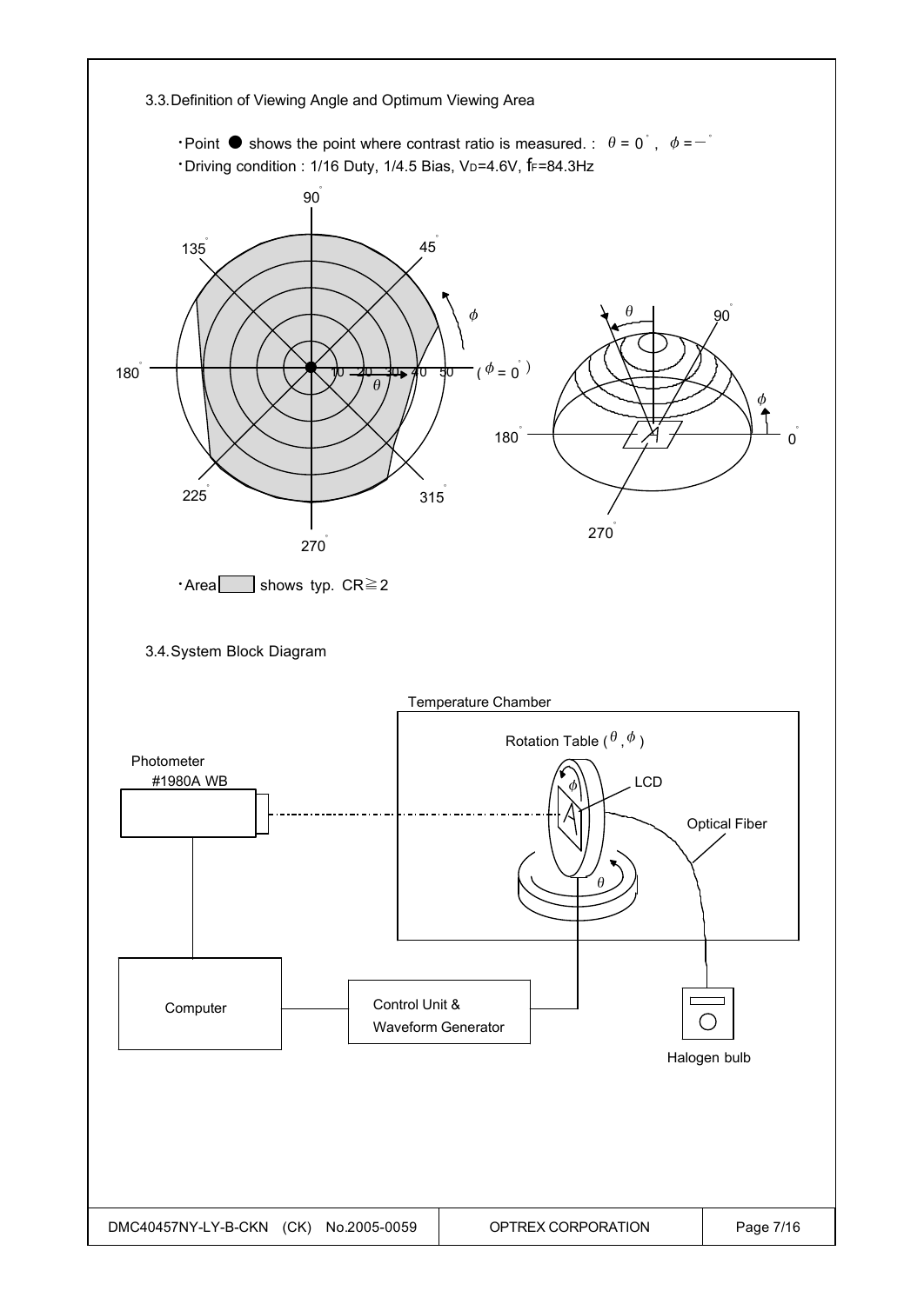3.3. Definition of Viewing Angle and Optimum Viewing Area

- Point ● shows the point where contrast ratio is measured. : $\theta = 0^{\circ}$, $\phi = -^{\circ}$
- Driving condition : 1/16 Duty, 1/4.5 Bias, $V_D$=4.6V, $f_F$=84.3Hz

- Area ▭ shows typ. CR≧2

3.4. System Block Diagram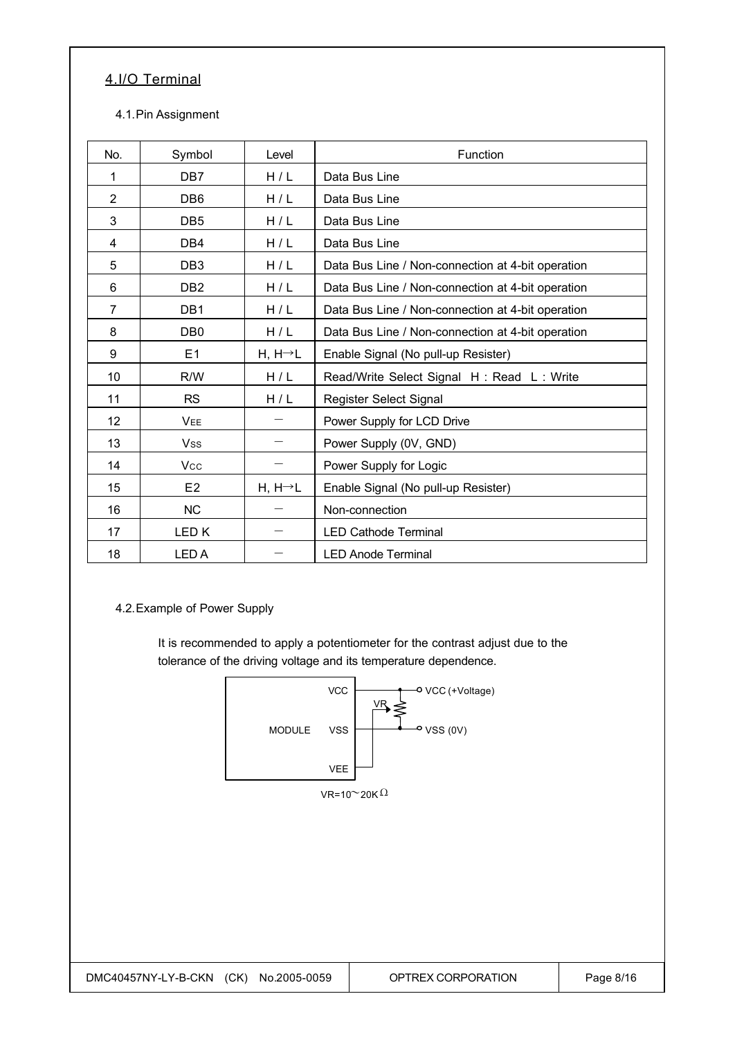## 4. I/O Terminal

### 4.1. Pin Assignment

| No. | Symbol | Level | Function |
|---|---|---|---|
| 1 | DB7 | H / L | Data Bus Line |
| 2 | DB6 | H / L | Data Bus Line |
| 3 | DB5 | H / L | Data Bus Line |
| 4 | DB4 | H / L | Data Bus Line |
| 5 | DB3 | H / L | Data Bus Line / Non-connection at 4-bit operation |
| 6 | DB2 | H / L | Data Bus Line / Non-connection at 4-bit operation |
| 7 | DB1 | H / L | Data Bus Line / Non-connection at 4-bit operation |
| 8 | DB0 | H / L | Data Bus Line / Non-connection at 4-bit operation |
| 9 | E1 | H, H→L | Enable Signal (No pull-up Resister) |
| 10 | R/W | H / L | Read/Write Select Signal H : Read L : Write |
| 11 | RS | H / L | Register Select Signal |
| 12 | $V_{EE}$ | － | Power Supply for LCD Drive |
| 13 | $V_{SS}$ | － | Power Supply (0V, GND) |
| 14 | $V_{CC}$ | － | Power Supply for Logic |
| 15 | E2 | H, H→L | Enable Signal (No pull-up Resister) |
| 16 | NC | － | Non-connection |
| 17 | LED K | － | LED Cathode Terminal |
| 18 | LED A | － | LED Anode Terminal |

### 4.2. Example of Power Supply

It is recommended to apply a potentiometer for the contrast adjust due to the tolerance of the driving voltage and its temperature dependence.

MODULE: VCC — VCC (+Voltage); VSS — VSS (0V); VEE — VR

VR=10～20K$\Omega$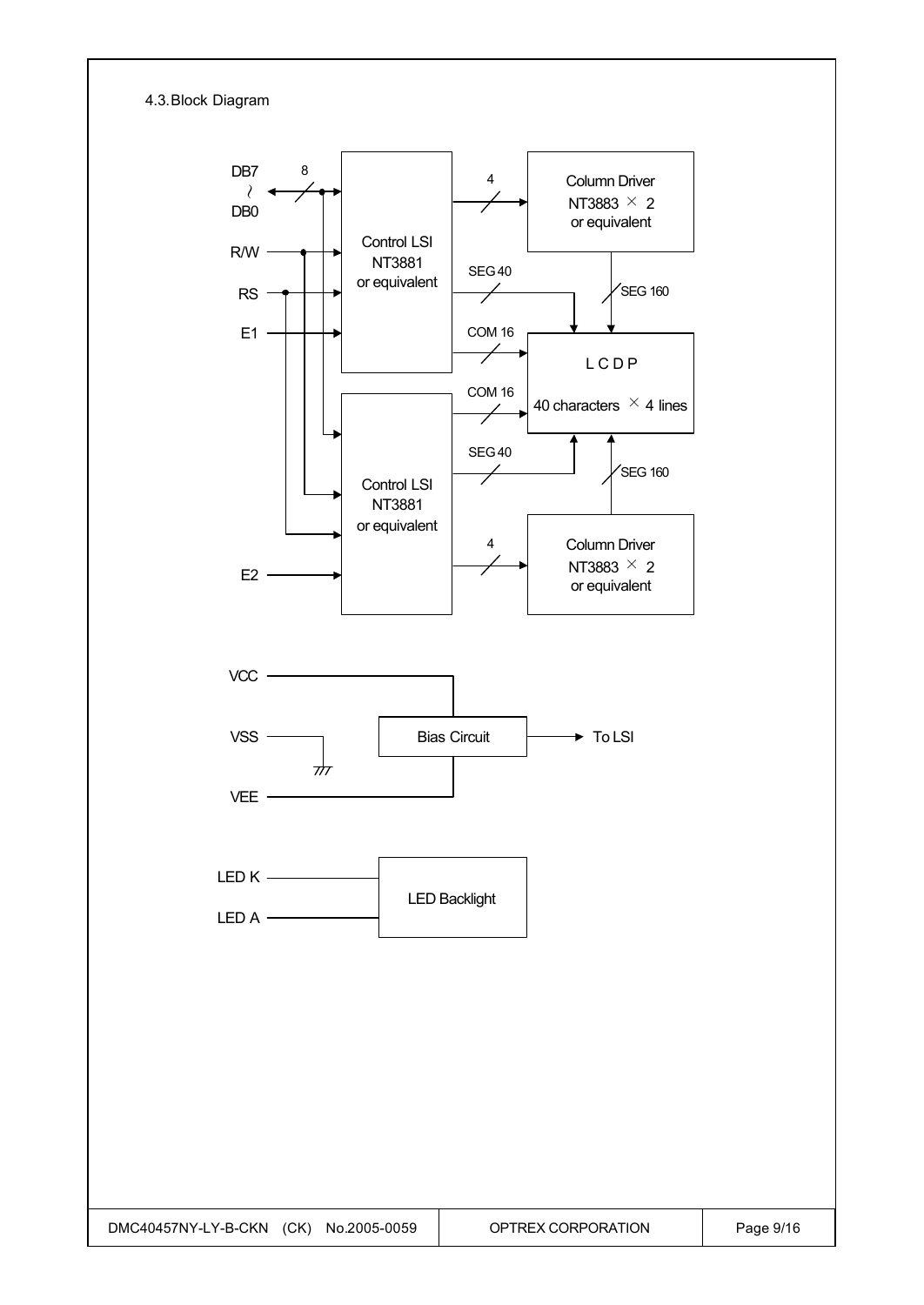### 4.3. Block Diagram

DB7 ~ DB0 (8)

R/W

RS

E1

E2

Control LSI NT3881 or equivalent

Control LSI NT3881 or equivalent

4

SEG 40

COM 16

COM 16

SEG 40

4

Column Driver NT3883 × 2 or equivalent

Column Driver NT3883 × 2 or equivalent

SEG 160

SEG 160

L C D P

40 characters × 4 lines

VCC

VSS

VEE

Bias Circuit

To LSI

LED K

LED A

LED Backlight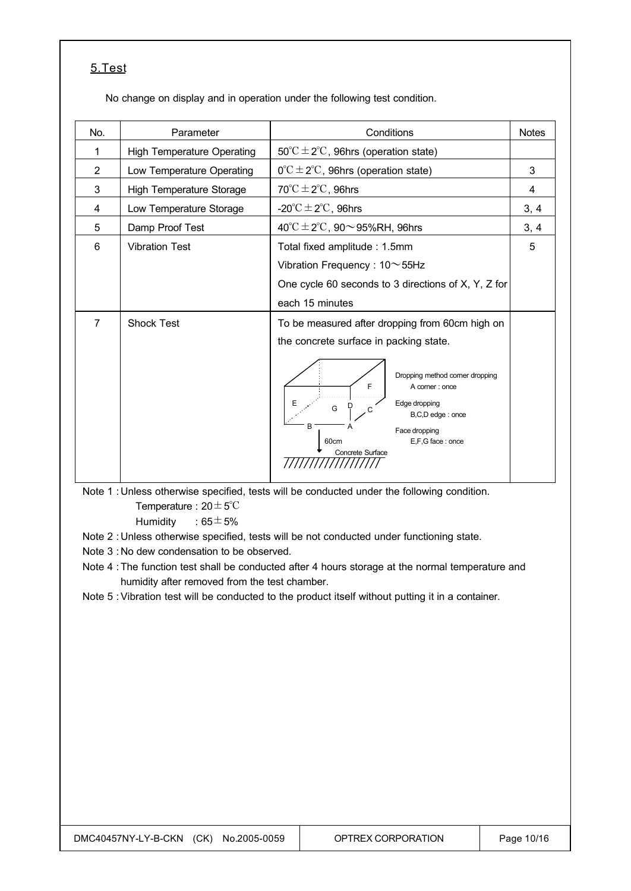## 5.Test

No change on display and in operation under the following test condition.

| No. | Parameter | Conditions | Notes |
|---|---|---|---|
| 1 | High Temperature Operating | 50℃±2℃, 96hrs (operation state) | |
| 2 | Low Temperature Operating | 0℃±2℃, 96hrs (operation state) | 3 |
| 3 | High Temperature Storage | 70℃±2℃, 96hrs | 4 |
| 4 | Low Temperature Storage | -20℃±2℃, 96hrs | 3, 4 |
| 5 | Damp Proof Test | 40℃±2℃, 90～95%RH, 96hrs | 3, 4 |
| 6 | Vibration Test | Total fixed amplitude : 1.5mm<br>Vibration Frequency : 10～55Hz<br>One cycle 60 seconds to 3 directions of X, Y, Z for each 15 minutes | 5 |
| 7 | Shock Test | To be measured after dropping from 60cm high on the concrete surface in packing state.<br>Dropping method corner dropping: A corner : once<br>Edge dropping: B,C,D edge : once<br>Face dropping: E,F,G face : once<br>60cm, Concrete Surface | |

Note 1 : Unless otherwise specified, tests will be conducted under the following condition.
Temperature : 20±5℃
Humidity : 65±5%

Note 2 : Unless otherwise specified, tests will be not conducted under functioning state.

Note 3 : No dew condensation to be observed.

Note 4 : The function test shall be conducted after 4 hours storage at the normal temperature and humidity after removed from the test chamber.

Note 5 : Vibration test will be conducted to the product itself without putting it in a container.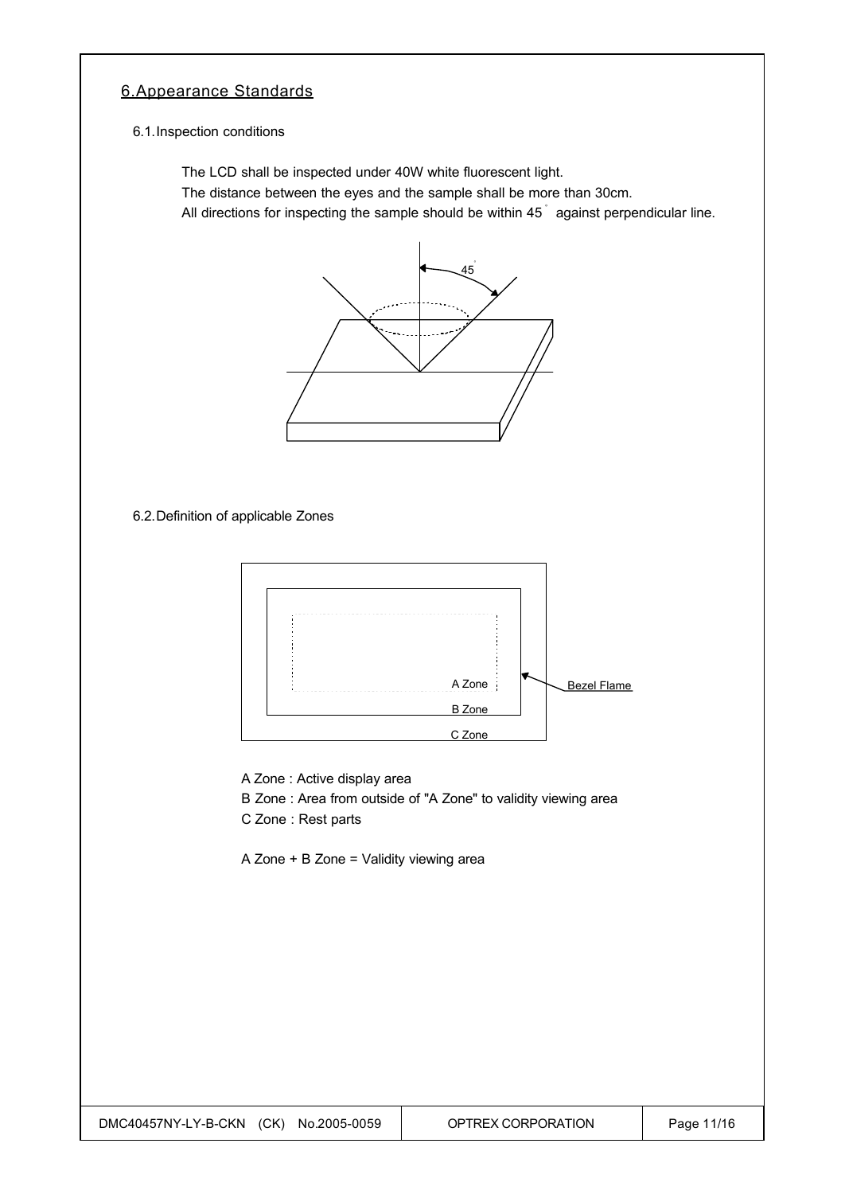## 6. Appearance Standards

### 6.1. Inspection conditions

The LCD shall be inspected under 40W white fluorescent light.
The distance between the eyes and the sample shall be more than 30cm.
All directions for inspecting the sample should be within 45° against perpendicular line.

### 6.2. Definition of applicable Zones

A Zone : Active display area
B Zone : Area from outside of "A Zone" to validity viewing area
C Zone : Rest parts

A Zone + B Zone = Validity viewing area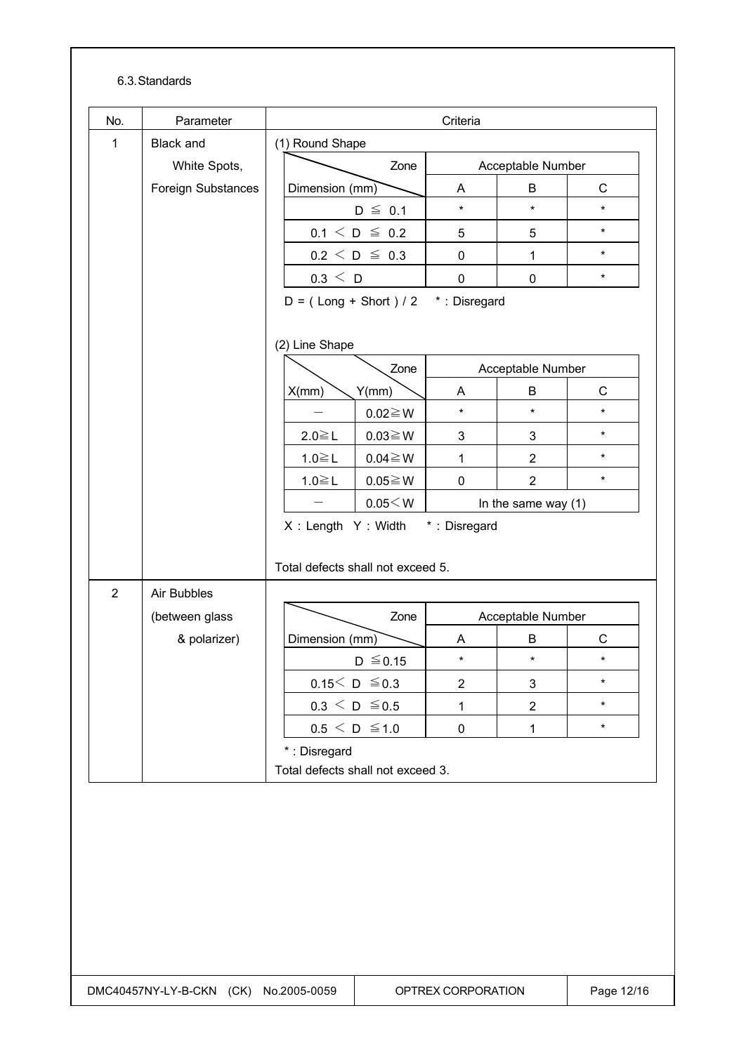### 6.3. Standards

| No. | Parameter | Criteria |
|---|---|---|
| 1 | Black and White Spots, Foreign Substances | (1) Round Shape |

| Dimension (mm) \ Zone | Acceptable Number A | Acceptable Number B | Acceptable Number C |
|---|---|---|---|
| D ≦ 0.1 | * | * | * |
| 0.1 < D ≦ 0.2 | 5 | 5 | * |
| 0.2 < D ≦ 0.3 | 0 | 1 | * |
| 0.3 < D | 0 | 0 | * |

D = ( Long + Short ) / 2 　 * : Disregard

(2) Line Shape

| X(mm) | Y(mm) \ Zone | Acceptable Number A | Acceptable Number B | Acceptable Number C |
|---|---|---|---|---|
| － | 0.02≧W | * | * | * |
| 2.0≧L | 0.03≧W | 3 | 3 | * |
| 1.0≧L | 0.04≧W | 1 | 2 | * |
| 1.0≧L | 0.05≧W | 0 | 2 | * |
| － | 0.05<W | In the same way (1) | | |

X : Length 　Y : Width 　 * : Disregard

Total defects shall not exceed 5.

| No. | Parameter | Criteria |
|---|---|---|
| 2 | Air Bubbles (between glass & polarizer) | |

| Dimension (mm) \ Zone | Acceptable Number A | Acceptable Number B | Acceptable Number C |
|---|---|---|---|
| D ≦0.15 | * | * | * |
| 0.15< D ≦0.3 | 2 | 3 | * |
| 0.3 < D ≦0.5 | 1 | 2 | * |
| 0.5 < D ≦1.0 | 0 | 1 | * |

* : Disregard

Total defects shall not exceed 3.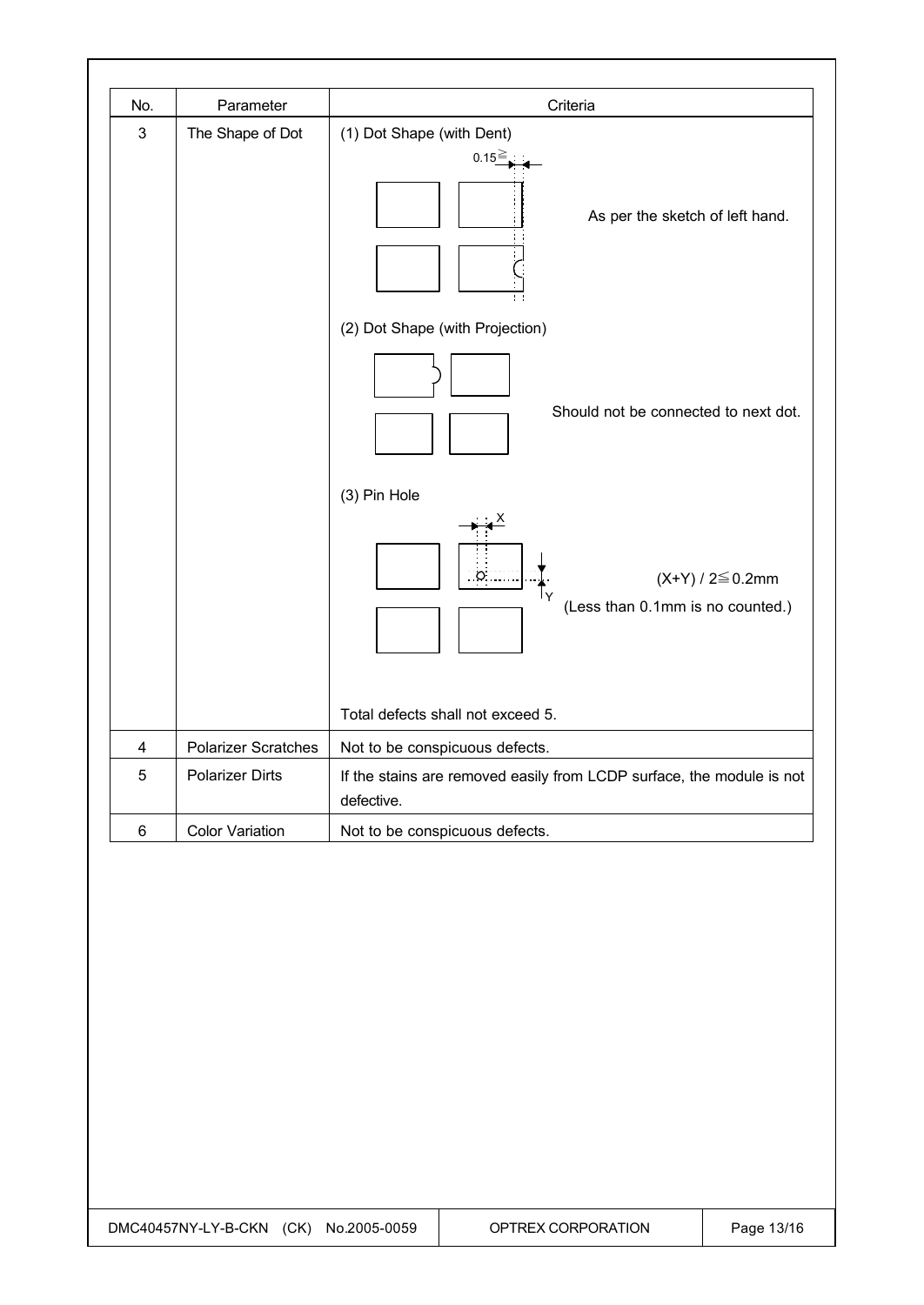| No. | Parameter | Criteria |
|---|---|---|
| 3 | The Shape of Dot | (1) Dot Shape (with Dent)<br>0.15≧<br>As per the sketch of left hand.<br><br>(2) Dot Shape (with Projection)<br>Should not be connected to next dot.<br><br>(3) Pin Hole<br>X<br>Y<br>$(X+Y) / 2 \leqq 0.2$mm<br>(Less than 0.1mm is no counted.)<br><br>Total defects shall not exceed 5. |
| 4 | Polarizer Scratches | Not to be conspicuous defects. |
| 5 | Polarizer Dirts | If the stains are removed easily from LCDP surface, the module is not defective. |
| 6 | Color Variation | Not to be conspicuous defects. |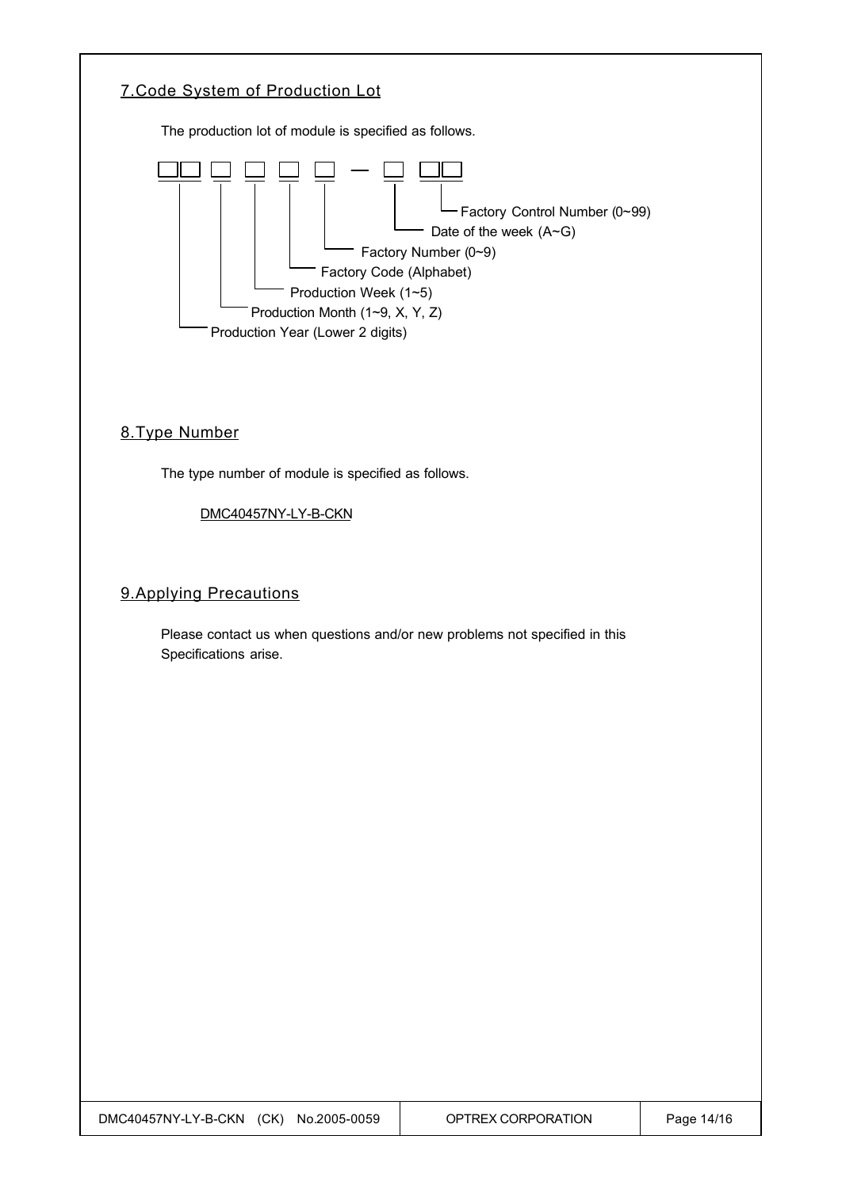## 7.Code System of Production Lot

The production lot of module is specified as follows.

```
□□ □ □ □ □ — □ □□
│  │ │ │ │   │ └─ Factory Control Number (0~99)
│  │ │ │ │   └─── Date of the week (A~G)
│  │ │ │ └─────── Factory Number (0~9)
│  │ │ └───────── Factory Code (Alphabet)
│  │ └─────────── Production Week (1~5)
│  └───────────── Production Month (1~9, X, Y, Z)
└──────────────── Production Year (Lower 2 digits)
```

## 8.Type Number

The type number of module is specified as follows.

DMC40457NY-LY-B-CKN

## 9.Applying Precautions

Please contact us when questions and/or new problems not specified in this Specifications arise.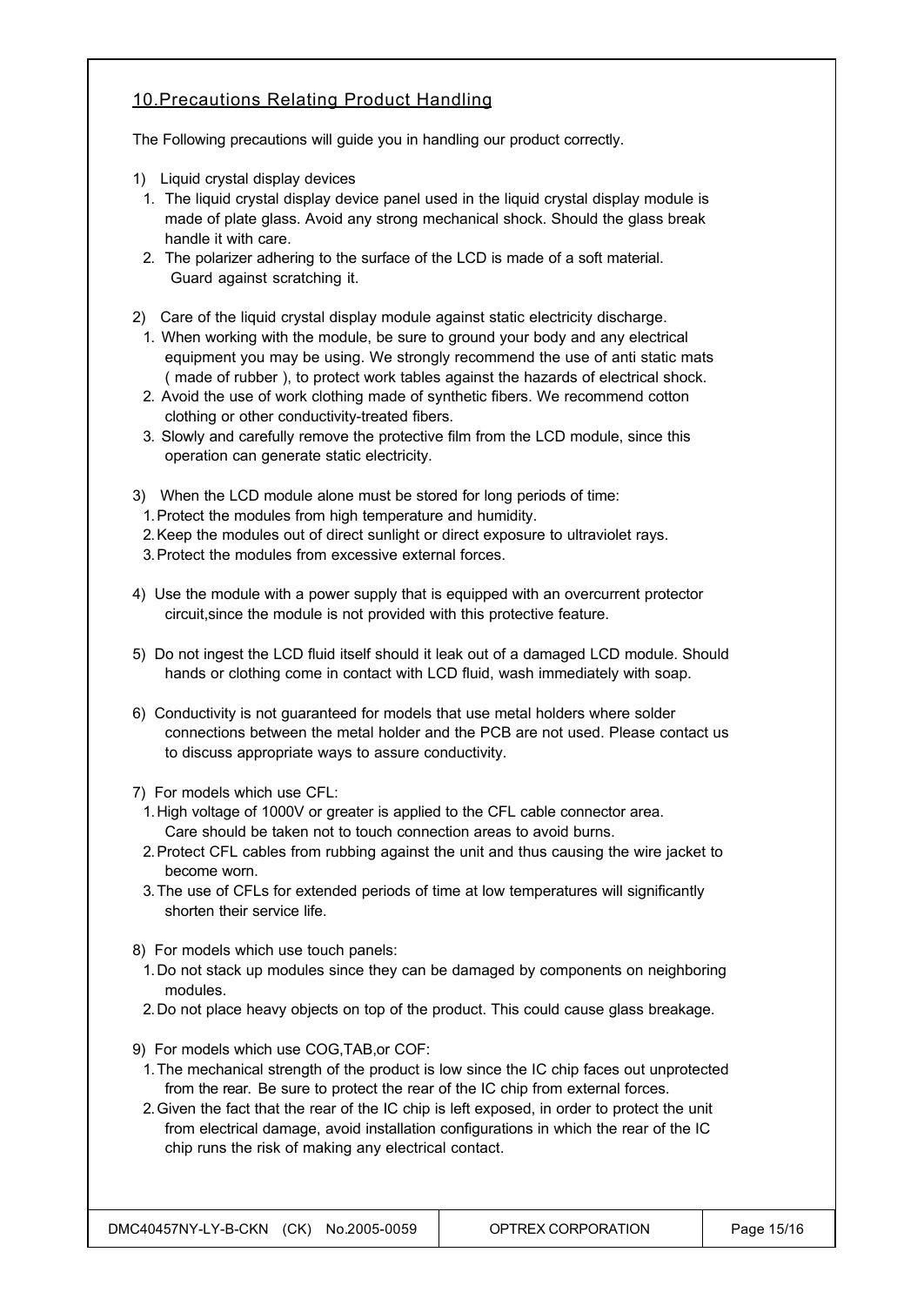## 10.Precautions Relating Product Handling

The Following precautions will guide you in handling our product correctly.

1) Liquid crystal display devices
   1. The liquid crystal display device panel used in the liquid crystal display module is made of plate glass. Avoid any strong mechanical shock. Should the glass break handle it with care.
   2. The polarizer adhering to the surface of the LCD is made of a soft material. Guard against scratching it.

2) Care of the liquid crystal display module against static electricity discharge.
   1. When working with the module, be sure to ground your body and any electrical equipment you may be using. We strongly recommend the use of anti static mats ( made of rubber ), to protect work tables against the hazards of electrical shock.
   2. Avoid the use of work clothing made of synthetic fibers. We recommend cotton clothing or other conductivity-treated fibers.
   3. Slowly and carefully remove the protective film from the LCD module, since this operation can generate static electricity.

3) When the LCD module alone must be stored for long periods of time:
   1. Protect the modules from high temperature and humidity.
   2. Keep the modules out of direct sunlight or direct exposure to ultraviolet rays.
   3. Protect the modules from excessive external forces.

4) Use the module with a power supply that is equipped with an overcurrent protector circuit,since the module is not provided with this protective feature.

5) Do not ingest the LCD fluid itself should it leak out of a damaged LCD module. Should hands or clothing come in contact with LCD fluid, wash immediately with soap.

6) Conductivity is not guaranteed for models that use metal holders where solder connections between the metal holder and the PCB are not used. Please contact us to discuss appropriate ways to assure conductivity.

7) For models which use CFL:
   1. High voltage of 1000V or greater is applied to the CFL cable connector area. Care should be taken not to touch connection areas to avoid burns.
   2. Protect CFL cables from rubbing against the unit and thus causing the wire jacket to become worn.
   3. The use of CFLs for extended periods of time at low temperatures will significantly shorten their service life.

8) For models which use touch panels:
   1. Do not stack up modules since they can be damaged by components on neighboring modules.
   2. Do not place heavy objects on top of the product. This could cause glass breakage.

9) For models which use COG,TAB,or COF:
   1. The mechanical strength of the product is low since the IC chip faces out unprotected from the rear. Be sure to protect the rear of the IC chip from external forces.
   2. Given the fact that the rear of the IC chip is left exposed, in order to protect the unit from electrical damage, avoid installation configurations in which the rear of the IC chip runs the risk of making any electrical contact.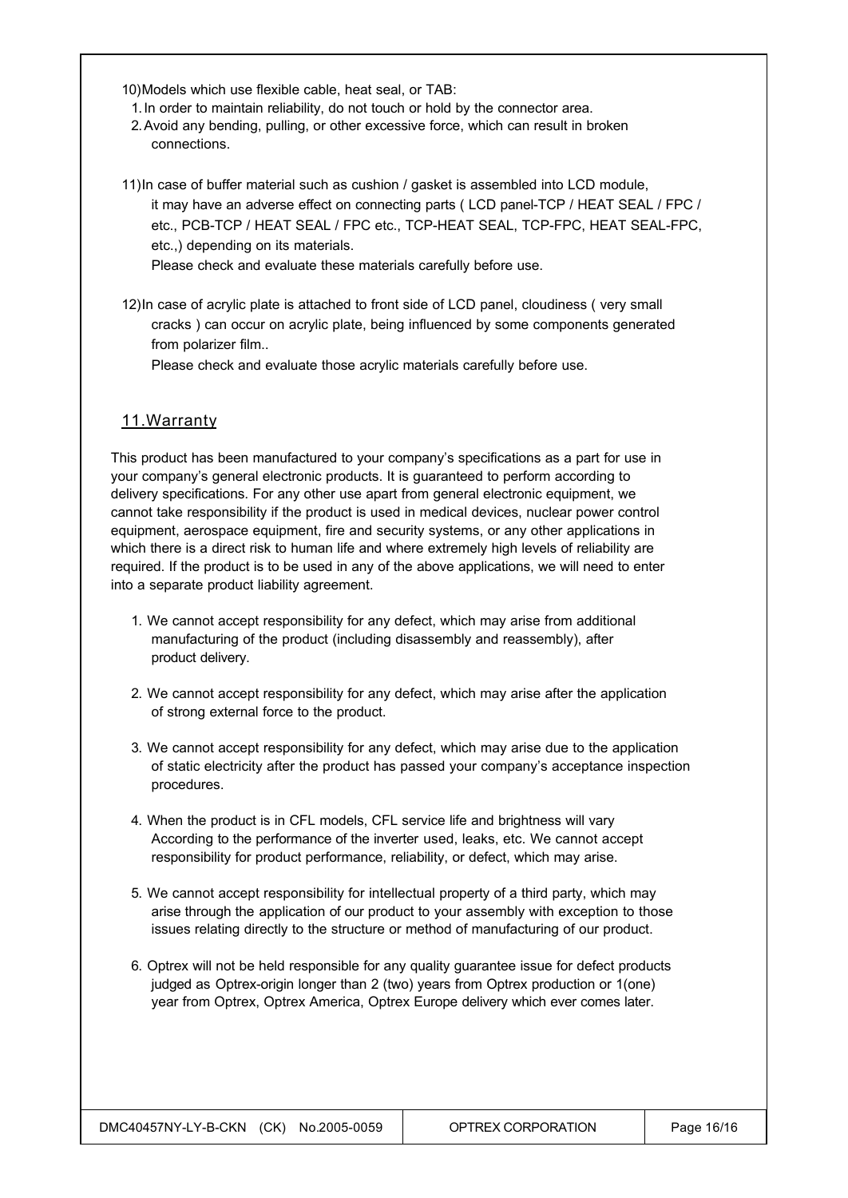10)Models which use flexible cable, heat seal, or TAB:

1. In order to maintain reliability, do not touch or hold by the connector area.
2. Avoid any bending, pulling, or other excessive force, which can result in broken connections.

11)In case of buffer material such as cushion / gasket is assembled into LCD module, it may have an adverse effect on connecting parts ( LCD panel-TCP / HEAT SEAL / FPC / etc., PCB-TCP / HEAT SEAL / FPC etc., TCP-HEAT SEAL, TCP-FPC, HEAT SEAL-FPC, etc.,) depending on its materials.
Please check and evaluate these materials carefully before use.

12)In case of acrylic plate is attached to front side of LCD panel, cloudiness ( very small cracks ) can occur on acrylic plate, being influenced by some components generated from polarizer film..
Please check and evaluate those acrylic materials carefully before use.

## 11.Warranty

This product has been manufactured to your company's specifications as a part for use in your company's general electronic products. It is guaranteed to perform according to delivery specifications. For any other use apart from general electronic equipment, we cannot take responsibility if the product is used in medical devices, nuclear power control equipment, aerospace equipment, fire and security systems, or any other applications in which there is a direct risk to human life and where extremely high levels of reliability are required. If the product is to be used in any of the above applications, we will need to enter into a separate product liability agreement.

1. We cannot accept responsibility for any defect, which may arise from additional manufacturing of the product (including disassembly and reassembly), after product delivery.

2. We cannot accept responsibility for any defect, which may arise after the application of strong external force to the product.

3. We cannot accept responsibility for any defect, which may arise due to the application of static electricity after the product has passed your company's acceptance inspection procedures.

4. When the product is in CFL models, CFL service life and brightness will vary According to the performance of the inverter used, leaks, etc. We cannot accept responsibility for product performance, reliability, or defect, which may arise.

5. We cannot accept responsibility for intellectual property of a third party, which may arise through the application of our product to your assembly with exception to those issues relating directly to the structure or method of manufacturing of our product.

6. Optrex will not be held responsible for any quality guarantee issue for defect products judged as Optrex-origin longer than 2 (two) years from Optrex production or 1(one) year from Optrex, Optrex America, Optrex Europe delivery which ever comes later.